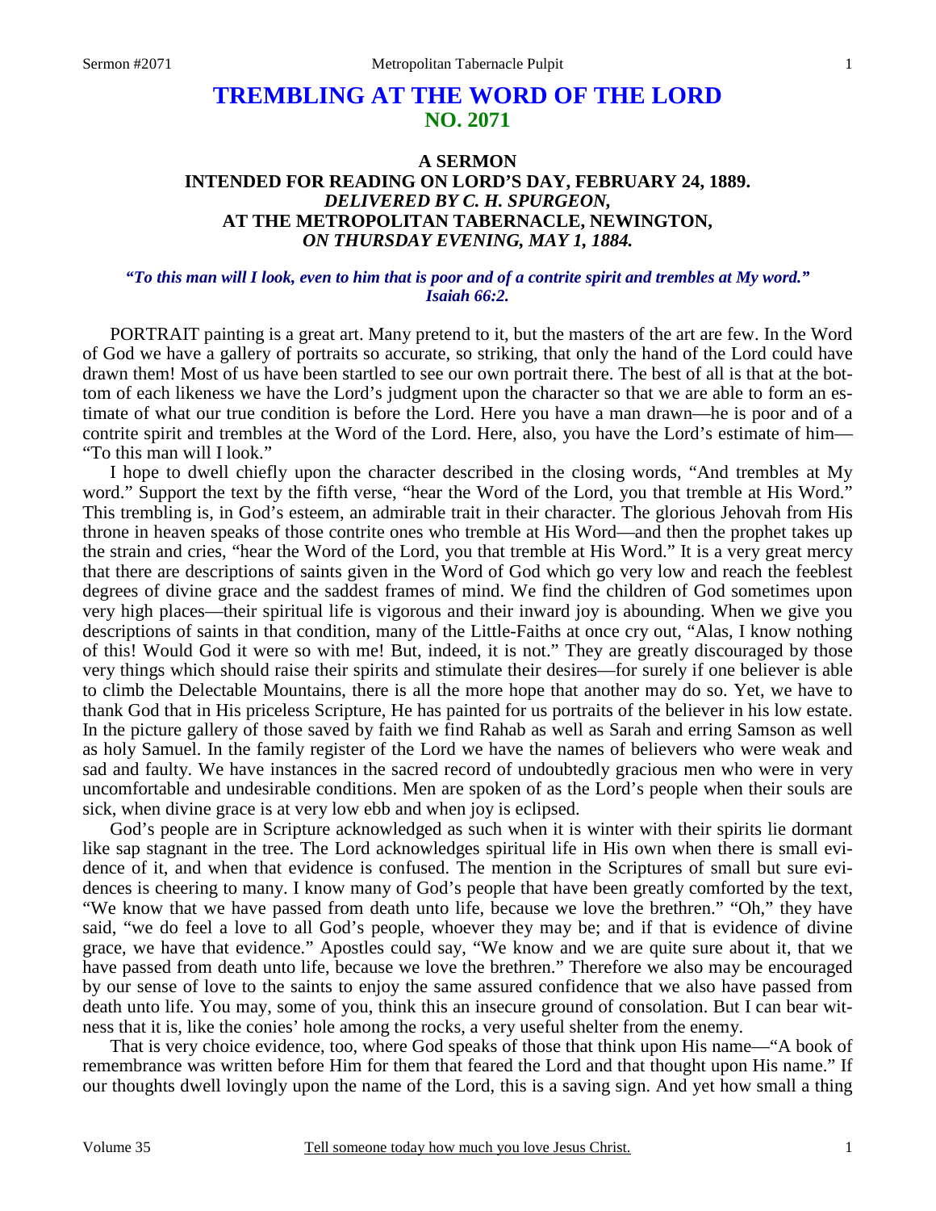# TREMBLING AT THE WORD OF THE LORD
## NO. 2071

### A SERMON
### INTENDED FOR READING ON LORD'S DAY, FEBRUARY 24, 1889.
### *DELIVERED BY C. H. SPURGEON,*
### AT THE METROPOLITAN TABERNACLE, NEWINGTON,
### *ON THURSDAY EVENING, MAY 1, 1884.*

***"To this man will I look, even to him that is poor and of a contrite spirit and trembles at My word." Isaiah 66:2.***

PORTRAIT painting is a great art. Many pretend to it, but the masters of the art are few. In the Word of God we have a gallery of portraits so accurate, so striking, that only the hand of the Lord could have drawn them! Most of us have been startled to see our own portrait there. The best of all is that at the bottom of each likeness we have the Lord's judgment upon the character so that we are able to form an estimate of what our true condition is before the Lord. Here you have a man drawn—he is poor and of a contrite spirit and trembles at the Word of the Lord. Here, also, you have the Lord's estimate of him—"To this man will I look."

I hope to dwell chiefly upon the character described in the closing words, "And trembles at My word." Support the text by the fifth verse, "hear the Word of the Lord, you that tremble at His Word." This trembling is, in God's esteem, an admirable trait in their character. The glorious Jehovah from His throne in heaven speaks of those contrite ones who tremble at His Word—and then the prophet takes up the strain and cries, "hear the Word of the Lord, you that tremble at His Word." It is a very great mercy that there are descriptions of saints given in the Word of God which go very low and reach the feeblest degrees of divine grace and the saddest frames of mind. We find the children of God sometimes upon very high places—their spiritual life is vigorous and their inward joy is abounding. When we give you descriptions of saints in that condition, many of the Little-Faiths at once cry out, "Alas, I know nothing of this! Would God it were so with me! But, indeed, it is not." They are greatly discouraged by those very things which should raise their spirits and stimulate their desires—for surely if one believer is able to climb the Delectable Mountains, there is all the more hope that another may do so. Yet, we have to thank God that in His priceless Scripture, He has painted for us portraits of the believer in his low estate. In the picture gallery of those saved by faith we find Rahab as well as Sarah and erring Samson as well as holy Samuel. In the family register of the Lord we have the names of believers who were weak and sad and faulty. We have instances in the sacred record of undoubtedly gracious men who were in very uncomfortable and undesirable conditions. Men are spoken of as the Lord's people when their souls are sick, when divine grace is at very low ebb and when joy is eclipsed.

God's people are in Scripture acknowledged as such when it is winter with their spirits lie dormant like sap stagnant in the tree. The Lord acknowledges spiritual life in His own when there is small evidence of it, and when that evidence is confused. The mention in the Scriptures of small but sure evidences is cheering to many. I know many of God's people that have been greatly comforted by the text, "We know that we have passed from death unto life, because we love the brethren." "Oh," they have said, "we do feel a love to all God's people, whoever they may be; and if that is evidence of divine grace, we have that evidence." Apostles could say, "We know and we are quite sure about it, that we have passed from death unto life, because we love the brethren." Therefore we also may be encouraged by our sense of love to the saints to enjoy the same assured confidence that we also have passed from death unto life. You may, some of you, think this an insecure ground of consolation. But I can bear witness that it is, like the conies' hole among the rocks, a very useful shelter from the enemy.

That is very choice evidence, too, where God speaks of those that think upon His name—"A book of remembrance was written before Him for them that feared the Lord and that thought upon His name." If our thoughts dwell lovingly upon the name of the Lord, this is a saving sign. And yet how small a thing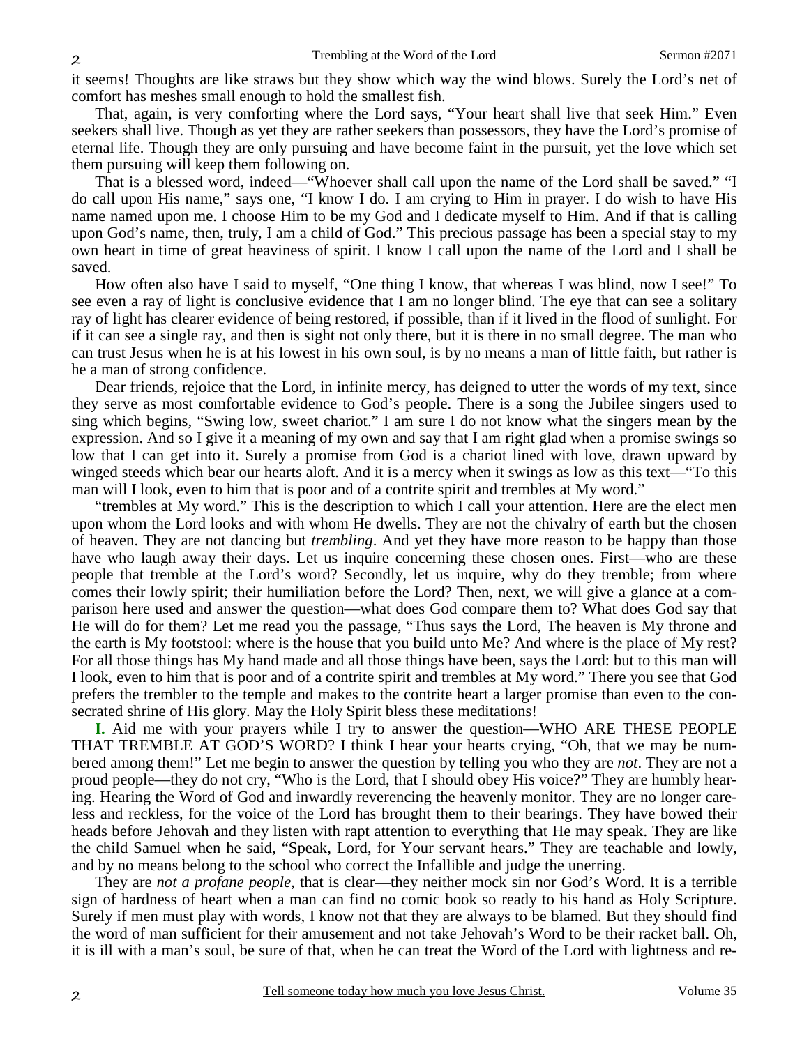it seems! Thoughts are like straws but they show which way the wind blows. Surely the Lord's net of comfort has meshes small enough to hold the smallest fish.

That, again, is very comforting where the Lord says, "Your heart shall live that seek Him." Even seekers shall live. Though as yet they are rather seekers than possessors, they have the Lord's promise of eternal life. Though they are only pursuing and have become faint in the pursuit, yet the love which set them pursuing will keep them following on.

That is a blessed word, indeed—"Whoever shall call upon the name of the Lord shall be saved." "I do call upon His name," says one, "I know I do. I am crying to Him in prayer. I do wish to have His name named upon me. I choose Him to be my God and I dedicate myself to Him. And if that is calling upon God's name, then, truly, I am a child of God." This precious passage has been a special stay to my own heart in time of great heaviness of spirit. I know I call upon the name of the Lord and I shall be saved.

How often also have I said to myself, "One thing I know, that whereas I was blind, now I see!" To see even a ray of light is conclusive evidence that I am no longer blind. The eye that can see a solitary ray of light has clearer evidence of being restored, if possible, than if it lived in the flood of sunlight. For if it can see a single ray, and then is sight not only there, but it is there in no small degree. The man who can trust Jesus when he is at his lowest in his own soul, is by no means a man of little faith, but rather is he a man of strong confidence.

Dear friends, rejoice that the Lord, in infinite mercy, has deigned to utter the words of my text, since they serve as most comfortable evidence to God's people. There is a song the Jubilee singers used to sing which begins, "Swing low, sweet chariot." I am sure I do not know what the singers mean by the expression. And so I give it a meaning of my own and say that I am right glad when a promise swings so low that I can get into it. Surely a promise from God is a chariot lined with love, drawn upward by winged steeds which bear our hearts aloft. And it is a mercy when it swings as low as this text—"To this man will I look, even to him that is poor and of a contrite spirit and trembles at My word."

"trembles at My word." This is the description to which I call your attention. Here are the elect men upon whom the Lord looks and with whom He dwells. They are not the chivalry of earth but the chosen of heaven. They are not dancing but *trembling*. And yet they have more reason to be happy than those have who laugh away their days. Let us inquire concerning these chosen ones. First—who are these people that tremble at the Lord's word? Secondly, let us inquire, why do they tremble; from where comes their lowly spirit; their humiliation before the Lord? Then, next, we will give a glance at a comparison here used and answer the question—what does God compare them to? What does God say that He will do for them? Let me read you the passage, "Thus says the Lord, The heaven is My throne and the earth is My footstool: where is the house that you build unto Me? And where is the place of My rest? For all those things has My hand made and all those things have been, says the Lord: but to this man will I look, even to him that is poor and of a contrite spirit and trembles at My word." There you see that God prefers the trembler to the temple and makes to the contrite heart a larger promise than even to the consecrated shrine of His glory. May the Holy Spirit bless these meditations!

**I.** Aid me with your prayers while I try to answer the question—WHO ARE THESE PEOPLE THAT TREMBLE AT GOD'S WORD? I think I hear your hearts crying, "Oh, that we may be numbered among them!" Let me begin to answer the question by telling you who they are *not*. They are not a proud people—they do not cry, "Who is the Lord, that I should obey His voice?" They are humbly hearing. Hearing the Word of God and inwardly reverencing the heavenly monitor. They are no longer careless and reckless, for the voice of the Lord has brought them to their bearings. They have bowed their heads before Jehovah and they listen with rapt attention to everything that He may speak. They are like the child Samuel when he said, "Speak, Lord, for Your servant hears." They are teachable and lowly, and by no means belong to the school who correct the Infallible and judge the unerring.

They are *not a profane people*, that is clear—they neither mock sin nor God's Word. It is a terrible sign of hardness of heart when a man can find no comic book so ready to his hand as Holy Scripture. Surely if men must play with words, I know not that they are always to be blamed. But they should find the word of man sufficient for their amusement and not take Jehovah's Word to be their racket ball. Oh, it is ill with a man's soul, be sure of that, when he can treat the Word of the Lord with lightness and re-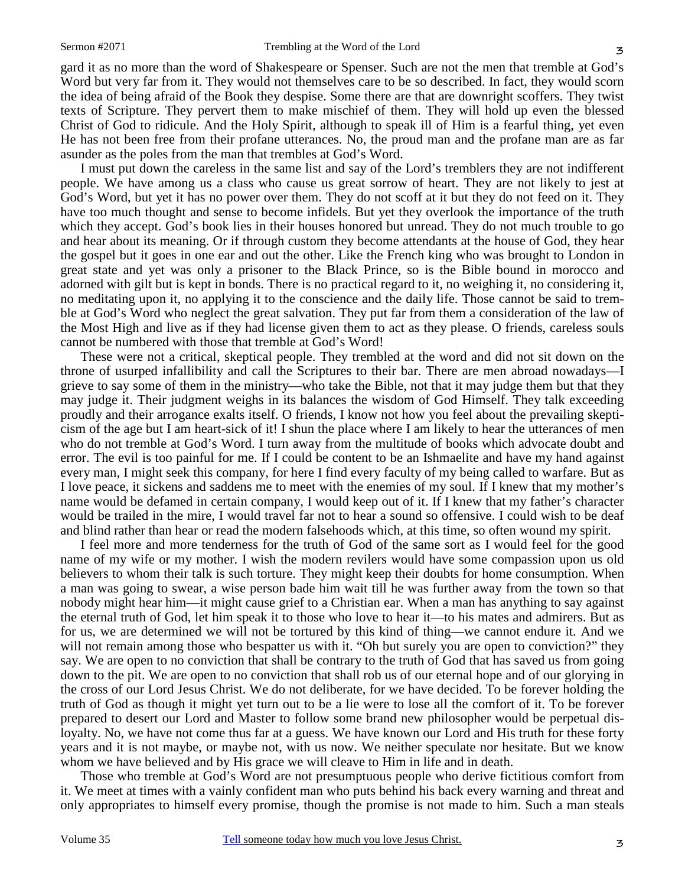gard it as no more than the word of Shakespeare or Spenser. Such are not the men that tremble at God's Word but very far from it. They would not themselves care to be so described. In fact, they would scorn the idea of being afraid of the Book they despise. Some there are that are downright scoffers. They twist texts of Scripture. They pervert them to make mischief of them. They will hold up even the blessed Christ of God to ridicule. And the Holy Spirit, although to speak ill of Him is a fearful thing, yet even He has not been free from their profane utterances. No, the proud man and the profane man are as far asunder as the poles from the man that trembles at God's Word.

I must put down the careless in the same list and say of the Lord's tremblers they are not indifferent people. We have among us a class who cause us great sorrow of heart. They are not likely to jest at God's Word, but yet it has no power over them. They do not scoff at it but they do not feed on it. They have too much thought and sense to become infidels. But yet they overlook the importance of the truth which they accept. God's book lies in their houses honored but unread. They do not much trouble to go and hear about its meaning. Or if through custom they become attendants at the house of God, they hear the gospel but it goes in one ear and out the other. Like the French king who was brought to London in great state and yet was only a prisoner to the Black Prince, so is the Bible bound in morocco and adorned with gilt but is kept in bonds. There is no practical regard to it, no weighing it, no considering it, no meditating upon it, no applying it to the conscience and the daily life. Those cannot be said to tremble at God's Word who neglect the great salvation. They put far from them a consideration of the law of the Most High and live as if they had license given them to act as they please. O friends, careless souls cannot be numbered with those that tremble at God's Word!

These were not a critical, skeptical people. They trembled at the word and did not sit down on the throne of usurped infallibility and call the Scriptures to their bar. There are men abroad nowadays—I grieve to say some of them in the ministry—who take the Bible, not that it may judge them but that they may judge it. Their judgment weighs in its balances the wisdom of God Himself. They talk exceeding proudly and their arrogance exalts itself. O friends, I know not how you feel about the prevailing skepticism of the age but I am heart-sick of it! I shun the place where I am likely to hear the utterances of men who do not tremble at God's Word. I turn away from the multitude of books which advocate doubt and error. The evil is too painful for me. If I could be content to be an Ishmaelite and have my hand against every man, I might seek this company, for here I find every faculty of my being called to warfare. But as I love peace, it sickens and saddens me to meet with the enemies of my soul. If I knew that my mother's name would be defamed in certain company, I would keep out of it. If I knew that my father's character would be trailed in the mire, I would travel far not to hear a sound so offensive. I could wish to be deaf and blind rather than hear or read the modern falsehoods which, at this time, so often wound my spirit.

I feel more and more tenderness for the truth of God of the same sort as I would feel for the good name of my wife or my mother. I wish the modern revilers would have some compassion upon us old believers to whom their talk is such torture. They might keep their doubts for home consumption. When a man was going to swear, a wise person bade him wait till he was further away from the town so that nobody might hear him—it might cause grief to a Christian ear. When a man has anything to say against the eternal truth of God, let him speak it to those who love to hear it—to his mates and admirers. But as for us, we are determined we will not be tortured by this kind of thing—we cannot endure it. And we will not remain among those who bespatter us with it. "Oh but surely you are open to conviction?" they say. We are open to no conviction that shall be contrary to the truth of God that has saved us from going down to the pit. We are open to no conviction that shall rob us of our eternal hope and of our glorying in the cross of our Lord Jesus Christ. We do not deliberate, for we have decided. To be forever holding the truth of God as though it might yet turn out to be a lie were to lose all the comfort of it. To be forever prepared to desert our Lord and Master to follow some brand new philosopher would be perpetual disloyalty. No, we have not come thus far at a guess. We have known our Lord and His truth for these forty years and it is not maybe, or maybe not, with us now. We neither speculate nor hesitate. But we know whom we have believed and by His grace we will cleave to Him in life and in death.

Those who tremble at God's Word are not presumptuous people who derive fictitious comfort from it. We meet at times with a vainly confident man who puts behind his back every warning and threat and only appropriates to himself every promise, though the promise is not made to him. Such a man steals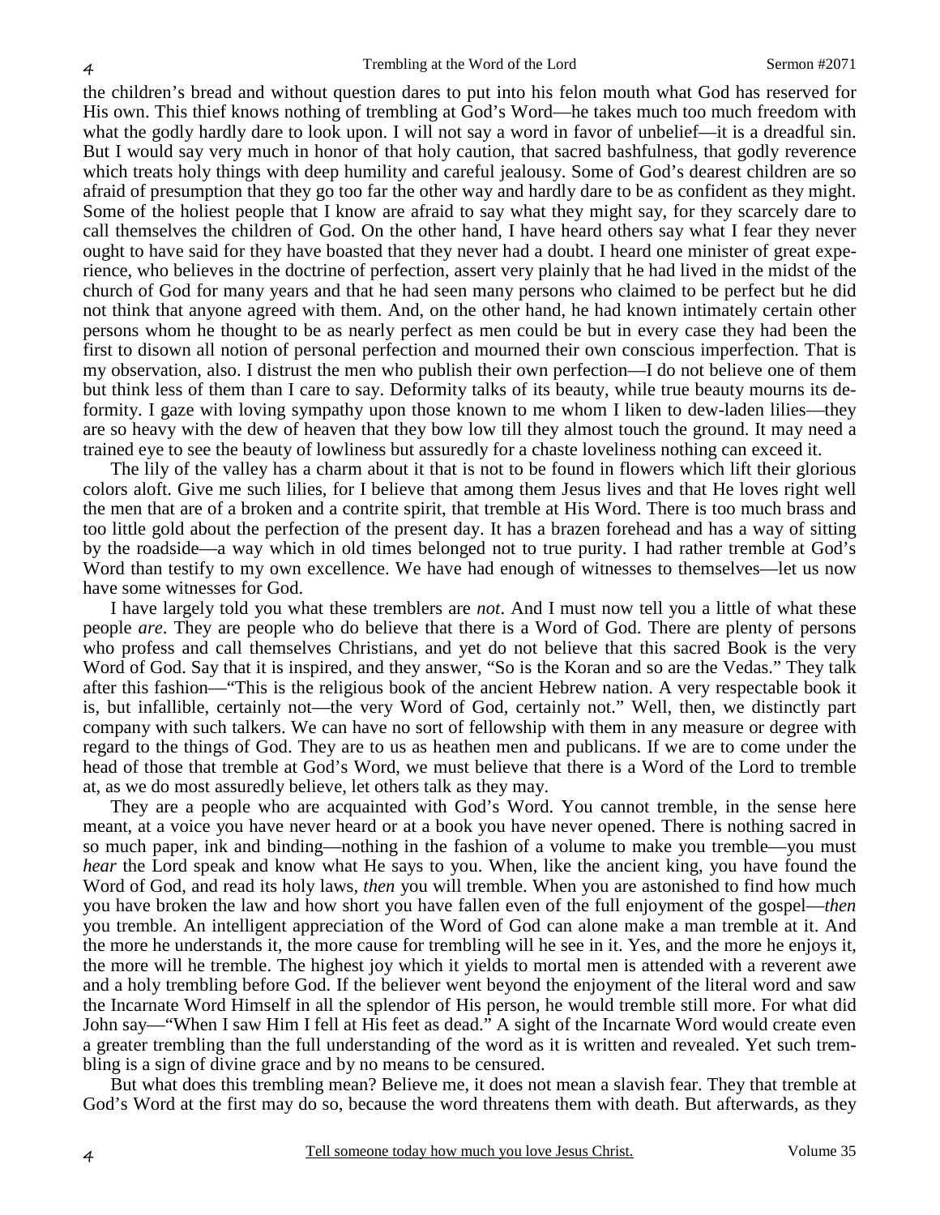the children's bread and without question dares to put into his felon mouth what God has reserved for His own. This thief knows nothing of trembling at God's Word—he takes much too much freedom with what the godly hardly dare to look upon. I will not say a word in favor of unbelief—it is a dreadful sin. But I would say very much in honor of that holy caution, that sacred bashfulness, that godly reverence which treats holy things with deep humility and careful jealousy. Some of God's dearest children are so afraid of presumption that they go too far the other way and hardly dare to be as confident as they might. Some of the holiest people that I know are afraid to say what they might say, for they scarcely dare to call themselves the children of God. On the other hand, I have heard others say what I fear they never ought to have said for they have boasted that they never had a doubt. I heard one minister of great experience, who believes in the doctrine of perfection, assert very plainly that he had lived in the midst of the church of God for many years and that he had seen many persons who claimed to be perfect but he did not think that anyone agreed with them. And, on the other hand, he had known intimately certain other persons whom he thought to be as nearly perfect as men could be but in every case they had been the first to disown all notion of personal perfection and mourned their own conscious imperfection. That is my observation, also. I distrust the men who publish their own perfection—I do not believe one of them but think less of them than I care to say. Deformity talks of its beauty, while true beauty mourns its deformity. I gaze with loving sympathy upon those known to me whom I liken to dew-laden lilies—they are so heavy with the dew of heaven that they bow low till they almost touch the ground. It may need a trained eye to see the beauty of lowliness but assuredly for a chaste loveliness nothing can exceed it.

The lily of the valley has a charm about it that is not to be found in flowers which lift their glorious colors aloft. Give me such lilies, for I believe that among them Jesus lives and that He loves right well the men that are of a broken and a contrite spirit, that tremble at His Word. There is too much brass and too little gold about the perfection of the present day. It has a brazen forehead and has a way of sitting by the roadside—a way which in old times belonged not to true purity. I had rather tremble at God's Word than testify to my own excellence. We have had enough of witnesses to themselves—let us now have some witnesses for God.

I have largely told you what these tremblers are *not*. And I must now tell you a little of what these people *are*. They are people who do believe that there is a Word of God. There are plenty of persons who profess and call themselves Christians, and yet do not believe that this sacred Book is the very Word of God. Say that it is inspired, and they answer, "So is the Koran and so are the Vedas." They talk after this fashion—"This is the religious book of the ancient Hebrew nation. A very respectable book it is, but infallible, certainly not—the very Word of God, certainly not." Well, then, we distinctly part company with such talkers. We can have no sort of fellowship with them in any measure or degree with regard to the things of God. They are to us as heathen men and publicans. If we are to come under the head of those that tremble at God's Word, we must believe that there is a Word of the Lord to tremble at, as we do most assuredly believe, let others talk as they may.

They are a people who are acquainted with God's Word. You cannot tremble, in the sense here meant, at a voice you have never heard or at a book you have never opened. There is nothing sacred in so much paper, ink and binding—nothing in the fashion of a volume to make you tremble—you must *hear* the Lord speak and know what He says to you. When, like the ancient king, you have found the Word of God, and read its holy laws, *then* you will tremble. When you are astonished to find how much you have broken the law and how short you have fallen even of the full enjoyment of the gospel—*then* you tremble. An intelligent appreciation of the Word of God can alone make a man tremble at it. And the more he understands it, the more cause for trembling will he see in it. Yes, and the more he enjoys it, the more will he tremble. The highest joy which it yields to mortal men is attended with a reverent awe and a holy trembling before God. If the believer went beyond the enjoyment of the literal word and saw the Incarnate Word Himself in all the splendor of His person, he would tremble still more. For what did John say—"When I saw Him I fell at His feet as dead." A sight of the Incarnate Word would create even a greater trembling than the full understanding of the word as it is written and revealed. Yet such trembling is a sign of divine grace and by no means to be censured.

But what does this trembling mean? Believe me, it does not mean a slavish fear. They that tremble at God's Word at the first may do so, because the word threatens them with death. But afterwards, as they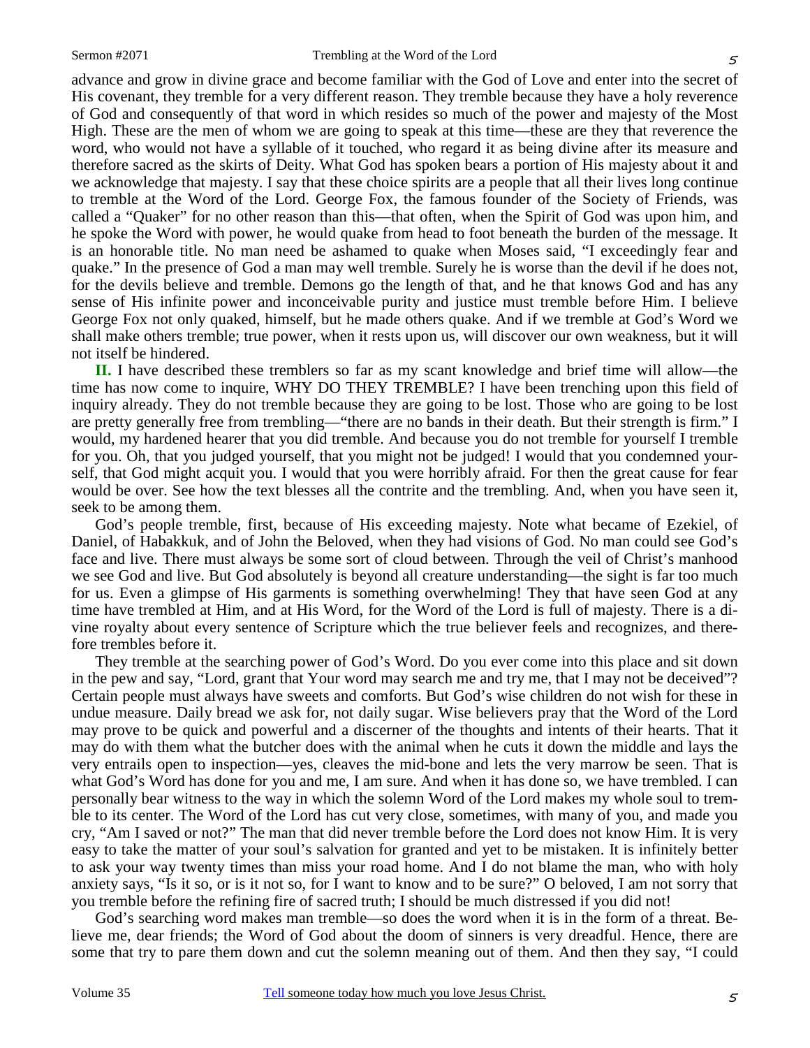advance and grow in divine grace and become familiar with the God of Love and enter into the secret of His covenant, they tremble for a very different reason. They tremble because they have a holy reverence of God and consequently of that word in which resides so much of the power and majesty of the Most High. These are the men of whom we are going to speak at this time—these are they that reverence the word, who would not have a syllable of it touched, who regard it as being divine after its measure and therefore sacred as the skirts of Deity. What God has spoken bears a portion of His majesty about it and we acknowledge that majesty. I say that these choice spirits are a people that all their lives long continue to tremble at the Word of the Lord. George Fox, the famous founder of the Society of Friends, was called a "Quaker" for no other reason than this—that often, when the Spirit of God was upon him, and he spoke the Word with power, he would quake from head to foot beneath the burden of the message. It is an honorable title. No man need be ashamed to quake when Moses said, "I exceedingly fear and quake." In the presence of God a man may well tremble. Surely he is worse than the devil if he does not, for the devils believe and tremble. Demons go the length of that, and he that knows God and has any sense of His infinite power and inconceivable purity and justice must tremble before Him. I believe George Fox not only quaked, himself, but he made others quake. And if we tremble at God's Word we shall make others tremble; true power, when it rests upon us, will discover our own weakness, but it will not itself be hindered.

**II.** I have described these tremblers so far as my scant knowledge and brief time will allow—the time has now come to inquire, WHY DO THEY TREMBLE? I have been trenching upon this field of inquiry already. They do not tremble because they are going to be lost. Those who are going to be lost are pretty generally free from trembling—"there are no bands in their death. But their strength is firm." I would, my hardened hearer that you did tremble. And because you do not tremble for yourself I tremble for you. Oh, that you judged yourself, that you might not be judged! I would that you condemned yourself, that God might acquit you. I would that you were horribly afraid. For then the great cause for fear would be over. See how the text blesses all the contrite and the trembling. And, when you have seen it, seek to be among them.

God's people tremble, first, because of His exceeding majesty. Note what became of Ezekiel, of Daniel, of Habakkuk, and of John the Beloved, when they had visions of God. No man could see God's face and live. There must always be some sort of cloud between. Through the veil of Christ's manhood we see God and live. But God absolutely is beyond all creature understanding—the sight is far too much for us. Even a glimpse of His garments is something overwhelming! They that have seen God at any time have trembled at Him, and at His Word, for the Word of the Lord is full of majesty. There is a divine royalty about every sentence of Scripture which the true believer feels and recognizes, and therefore trembles before it.

They tremble at the searching power of God's Word. Do you ever come into this place and sit down in the pew and say, "Lord, grant that Your word may search me and try me, that I may not be deceived"? Certain people must always have sweets and comforts. But God's wise children do not wish for these in undue measure. Daily bread we ask for, not daily sugar. Wise believers pray that the Word of the Lord may prove to be quick and powerful and a discerner of the thoughts and intents of their hearts. That it may do with them what the butcher does with the animal when he cuts it down the middle and lays the very entrails open to inspection—yes, cleaves the mid-bone and lets the very marrow be seen. That is what God's Word has done for you and me, I am sure. And when it has done so, we have trembled. I can personally bear witness to the way in which the solemn Word of the Lord makes my whole soul to tremble to its center. The Word of the Lord has cut very close, sometimes, with many of you, and made you cry, "Am I saved or not?" The man that did never tremble before the Lord does not know Him. It is very easy to take the matter of your soul's salvation for granted and yet to be mistaken. It is infinitely better to ask your way twenty times than miss your road home. And I do not blame the man, who with holy anxiety says, "Is it so, or is it not so, for I want to know and to be sure?" O beloved, I am not sorry that you tremble before the refining fire of sacred truth; I should be much distressed if you did not!

God's searching word makes man tremble—so does the word when it is in the form of a threat. Believe me, dear friends; the Word of God about the doom of sinners is very dreadful. Hence, there are some that try to pare them down and cut the solemn meaning out of them. And then they say, "I could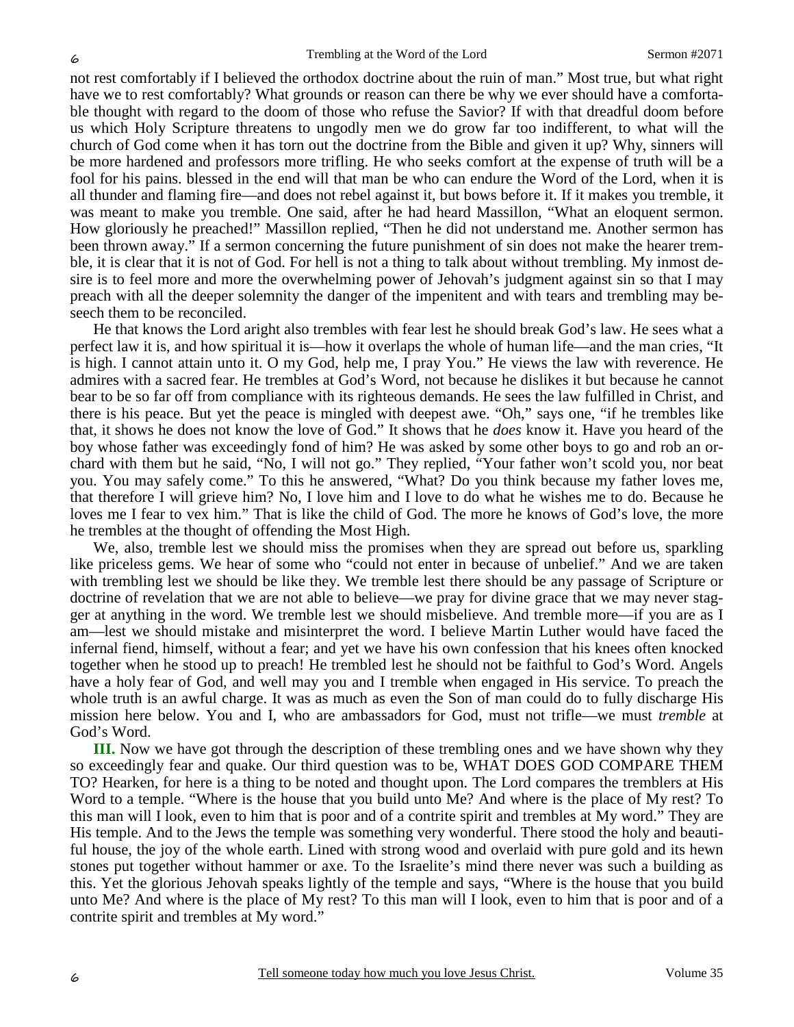not rest comfortably if I believed the orthodox doctrine about the ruin of man." Most true, but what right have we to rest comfortably? What grounds or reason can there be why we ever should have a comfortable thought with regard to the doom of those who refuse the Savior? If with that dreadful doom before us which Holy Scripture threatens to ungodly men we do grow far too indifferent, to what will the church of God come when it has torn out the doctrine from the Bible and given it up? Why, sinners will be more hardened and professors more trifling. He who seeks comfort at the expense of truth will be a fool for his pains. blessed in the end will that man be who can endure the Word of the Lord, when it is all thunder and flaming fire—and does not rebel against it, but bows before it. If it makes you tremble, it was meant to make you tremble. One said, after he had heard Massillon, "What an eloquent sermon. How gloriously he preached!" Massillon replied, "Then he did not understand me. Another sermon has been thrown away." If a sermon concerning the future punishment of sin does not make the hearer tremble, it is clear that it is not of God. For hell is not a thing to talk about without trembling. My inmost desire is to feel more and more the overwhelming power of Jehovah's judgment against sin so that I may preach with all the deeper solemnity the danger of the impenitent and with tears and trembling may beseech them to be reconciled.

He that knows the Lord aright also trembles with fear lest he should break God's law. He sees what a perfect law it is, and how spiritual it is—how it overlaps the whole of human life—and the man cries, "It is high. I cannot attain unto it. O my God, help me, I pray You." He views the law with reverence. He admires with a sacred fear. He trembles at God's Word, not because he dislikes it but because he cannot bear to be so far off from compliance with its righteous demands. He sees the law fulfilled in Christ, and there is his peace. But yet the peace is mingled with deepest awe. "Oh," says one, "if he trembles like that, it shows he does not know the love of God." It shows that he *does* know it. Have you heard of the boy whose father was exceedingly fond of him? He was asked by some other boys to go and rob an orchard with them but he said, "No, I will not go." They replied, "Your father won't scold you, nor beat you. You may safely come." To this he answered, "What? Do you think because my father loves me, that therefore I will grieve him? No, I love him and I love to do what he wishes me to do. Because he loves me I fear to vex him." That is like the child of God. The more he knows of God's love, the more he trembles at the thought of offending the Most High.

We, also, tremble lest we should miss the promises when they are spread out before us, sparkling like priceless gems. We hear of some who "could not enter in because of unbelief." And we are taken with trembling lest we should be like they. We tremble lest there should be any passage of Scripture or doctrine of revelation that we are not able to believe—we pray for divine grace that we may never stagger at anything in the word. We tremble lest we should misbelieve. And tremble more—if you are as I am—lest we should mistake and misinterpret the word. I believe Martin Luther would have faced the infernal fiend, himself, without a fear; and yet we have his own confession that his knees often knocked together when he stood up to preach! He trembled lest he should not be faithful to God's Word. Angels have a holy fear of God, and well may you and I tremble when engaged in His service. To preach the whole truth is an awful charge. It was as much as even the Son of man could do to fully discharge His mission here below. You and I, who are ambassadors for God, must not trifle—we must *tremble* at God's Word.

**III.** Now we have got through the description of these trembling ones and we have shown why they so exceedingly fear and quake. Our third question was to be, WHAT DOES GOD COMPARE THEM TO? Hearken, for here is a thing to be noted and thought upon. The Lord compares the tremblers at His Word to a temple. "Where is the house that you build unto Me? And where is the place of My rest? To this man will I look, even to him that is poor and of a contrite spirit and trembles at My word." They are His temple. And to the Jews the temple was something very wonderful. There stood the holy and beautiful house, the joy of the whole earth. Lined with strong wood and overlaid with pure gold and its hewn stones put together without hammer or axe. To the Israelite's mind there never was such a building as this. Yet the glorious Jehovah speaks lightly of the temple and says, "Where is the house that you build unto Me? And where is the place of My rest? To this man will I look, even to him that is poor and of a contrite spirit and trembles at My word."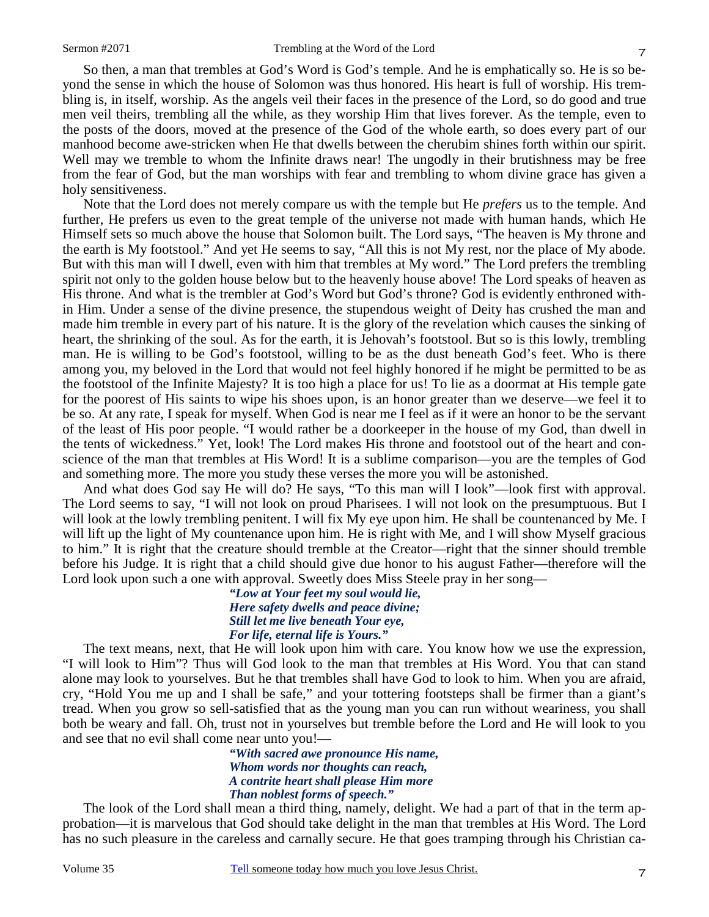So then, a man that trembles at God's Word is God's temple. And he is emphatically so. He is so beyond the sense in which the house of Solomon was thus honored. His heart is full of worship. His trembling is, in itself, worship. As the angels veil their faces in the presence of the Lord, so do good and true men veil theirs, trembling all the while, as they worship Him that lives forever. As the temple, even to the posts of the doors, moved at the presence of the God of the whole earth, so does every part of our manhood become awe-stricken when He that dwells between the cherubim shines forth within our spirit. Well may we tremble to whom the Infinite draws near! The ungodly in their brutishness may be free from the fear of God, but the man worships with fear and trembling to whom divine grace has given a holy sensitiveness.

Note that the Lord does not merely compare us with the temple but He *prefers* us to the temple. And further, He prefers us even to the great temple of the universe not made with human hands, which He Himself sets so much above the house that Solomon built. The Lord says, "The heaven is My throne and the earth is My footstool." And yet He seems to say, "All this is not My rest, nor the place of My abode. But with this man will I dwell, even with him that trembles at My word." The Lord prefers the trembling spirit not only to the golden house below but to the heavenly house above! The Lord speaks of heaven as His throne. And what is the trembler at God's Word but God's throne? God is evidently enthroned within Him. Under a sense of the divine presence, the stupendous weight of Deity has crushed the man and made him tremble in every part of his nature. It is the glory of the revelation which causes the sinking of heart, the shrinking of the soul. As for the earth, it is Jehovah's footstool. But so is this lowly, trembling man. He is willing to be God's footstool, willing to be as the dust beneath God's feet. Who is there among you, my beloved in the Lord that would not feel highly honored if he might be permitted to be as the footstool of the Infinite Majesty? It is too high a place for us! To lie as a doormat at His temple gate for the poorest of His saints to wipe his shoes upon, is an honor greater than we deserve—we feel it to be so. At any rate, I speak for myself. When God is near me I feel as if it were an honor to be the servant of the least of His poor people. "I would rather be a doorkeeper in the house of my God, than dwell in the tents of wickedness." Yet, look! The Lord makes His throne and footstool out of the heart and conscience of the man that trembles at His Word! It is a sublime comparison—you are the temples of God and something more. The more you study these verses the more you will be astonished.

And what does God say He will do? He says, "To this man will I look"—look first with approval. The Lord seems to say, "I will not look on proud Pharisees. I will not look on the presumptuous. But I will look at the lowly trembling penitent. I will fix My eye upon him. He shall be countenanced by Me. I will lift up the light of My countenance upon him. He is right with Me, and I will show Myself gracious to him." It is right that the creature should tremble at the Creator—right that the sinner should tremble before his Judge. It is right that a child should give due honor to his august Father—therefore will the Lord look upon such a one with approval. Sweetly does Miss Steele pray in her song—

> *"Low at Your feet my soul would lie,*
> *Here safety dwells and peace divine;*
> *Still let me live beneath Your eye,*
> *For life, eternal life is Yours."*

The text means, next, that He will look upon him with care. You know how we use the expression, "I will look to Him"? Thus will God look to the man that trembles at His Word. You that can stand alone may look to yourselves. But he that trembles shall have God to look to him. When you are afraid, cry, "Hold You me up and I shall be safe," and your tottering footsteps shall be firmer than a giant's tread. When you grow so sell-satisfied that as the young man you can run without weariness, you shall both be weary and fall. Oh, trust not in yourselves but tremble before the Lord and He will look to you and see that no evil shall come near unto you!—

> *"With sacred awe pronounce His name,*
> *Whom words nor thoughts can reach,*
> *A contrite heart shall please Him more*
> *Than noblest forms of speech."*

The look of the Lord shall mean a third thing, namely, delight. We had a part of that in the term approbation—it is marvelous that God should take delight in the man that trembles at His Word. The Lord has no such pleasure in the careless and carnally secure. He that goes tramping through his Christian ca-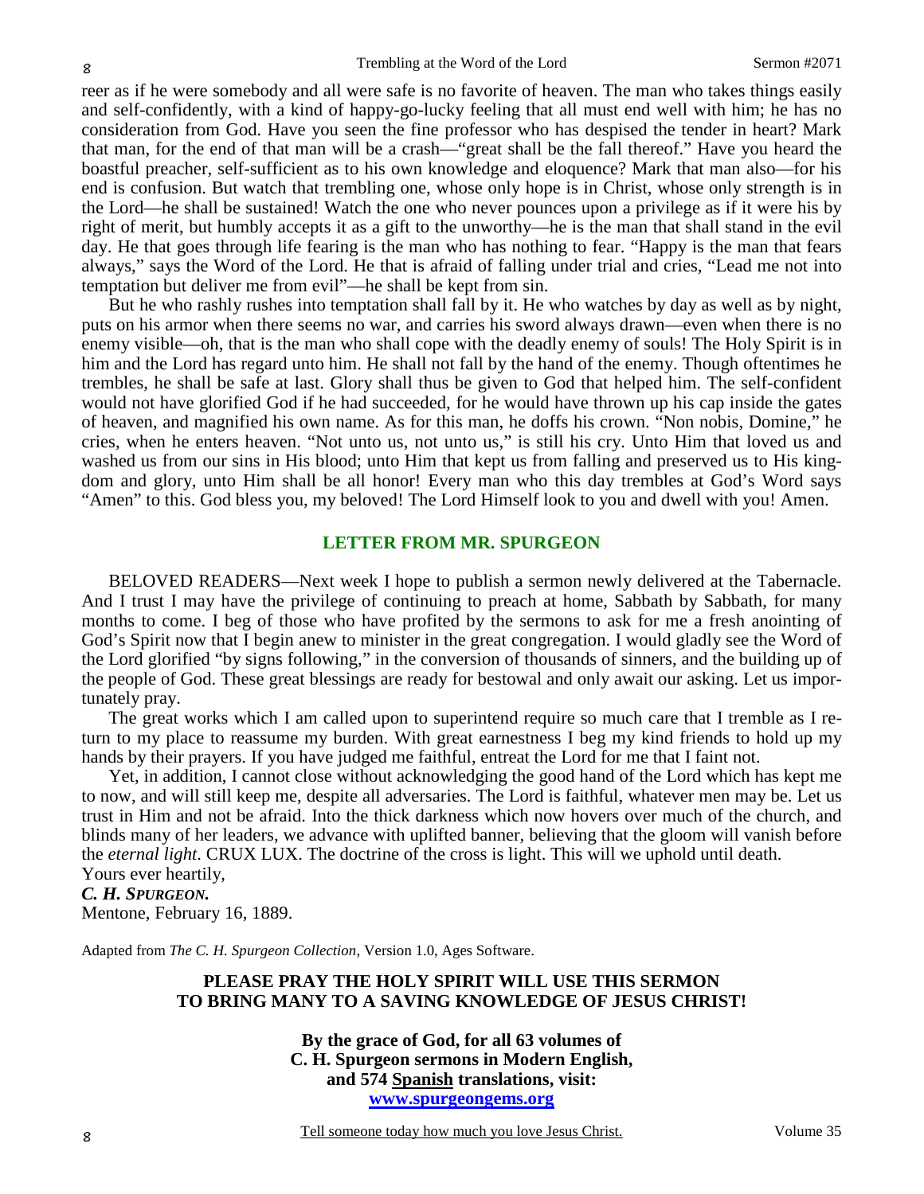reer as if he were somebody and all were safe is no favorite of heaven. The man who takes things easily and self-confidently, with a kind of happy-go-lucky feeling that all must end well with him; he has no consideration from God. Have you seen the fine professor who has despised the tender in heart? Mark that man, for the end of that man will be a crash—"great shall be the fall thereof." Have you heard the boastful preacher, self-sufficient as to his own knowledge and eloquence? Mark that man also—for his end is confusion. But watch that trembling one, whose only hope is in Christ, whose only strength is in the Lord—he shall be sustained! Watch the one who never pounces upon a privilege as if it were his by right of merit, but humbly accepts it as a gift to the unworthy—he is the man that shall stand in the evil day. He that goes through life fearing is the man who has nothing to fear. "Happy is the man that fears always," says the Word of the Lord. He that is afraid of falling under trial and cries, "Lead me not into temptation but deliver me from evil"—he shall be kept from sin.

But he who rashly rushes into temptation shall fall by it. He who watches by day as well as by night, puts on his armor when there seems no war, and carries his sword always drawn—even when there is no enemy visible—oh, that is the man who shall cope with the deadly enemy of souls! The Holy Spirit is in him and the Lord has regard unto him. He shall not fall by the hand of the enemy. Though oftentimes he trembles, he shall be safe at last. Glory shall thus be given to God that helped him. The self-confident would not have glorified God if he had succeeded, for he would have thrown up his cap inside the gates of heaven, and magnified his own name. As for this man, he doffs his crown. "Non nobis, Domine," he cries, when he enters heaven. "Not unto us, not unto us," is still his cry. Unto Him that loved us and washed us from our sins in His blood; unto Him that kept us from falling and preserved us to His kingdom and glory, unto Him shall be all honor! Every man who this day trembles at God's Word says "Amen" to this. God bless you, my beloved! The Lord Himself look to you and dwell with you! Amen.

## LETTER FROM MR. SPURGEON

BELOVED READERS—Next week I hope to publish a sermon newly delivered at the Tabernacle. And I trust I may have the privilege of continuing to preach at home, Sabbath by Sabbath, for many months to come. I beg of those who have profited by the sermons to ask for me a fresh anointing of God's Spirit now that I begin anew to minister in the great congregation. I would gladly see the Word of the Lord glorified "by signs following," in the conversion of thousands of sinners, and the building up of the people of God. These great blessings are ready for bestowal and only await our asking. Let us importunately pray.

The great works which I am called upon to superintend require so much care that I tremble as I return to my place to reassume my burden. With great earnestness I beg my kind friends to hold up my hands by their prayers. If you have judged me faithful, entreat the Lord for me that I faint not.

Yet, in addition, I cannot close without acknowledging the good hand of the Lord which has kept me to now, and will still keep me, despite all adversaries. The Lord is faithful, whatever men may be. Let us trust in Him and not be afraid. Into the thick darkness which now hovers over much of the church, and blinds many of her leaders, we advance with uplifted banner, believing that the gloom will vanish before the *eternal light*. CRUX LUX. The doctrine of the cross is light. This will we uphold until death.

Yours ever heartily,
***C. H. SPURGEON.***
Mentone, February 16, 1889.

Adapted from *The C. H. Spurgeon Collection*, Version 1.0, Ages Software.

**PLEASE PRAY THE HOLY SPIRIT WILL USE THIS SERMON TO BRING MANY TO A SAVING KNOWLEDGE OF JESUS CHRIST!**

**By the grace of God, for all 63 volumes of C. H. Spurgeon sermons in Modern English, and 574 Spanish translations, visit: www.spurgeongems.org**

Tell someone today how much you love Jesus Christ.